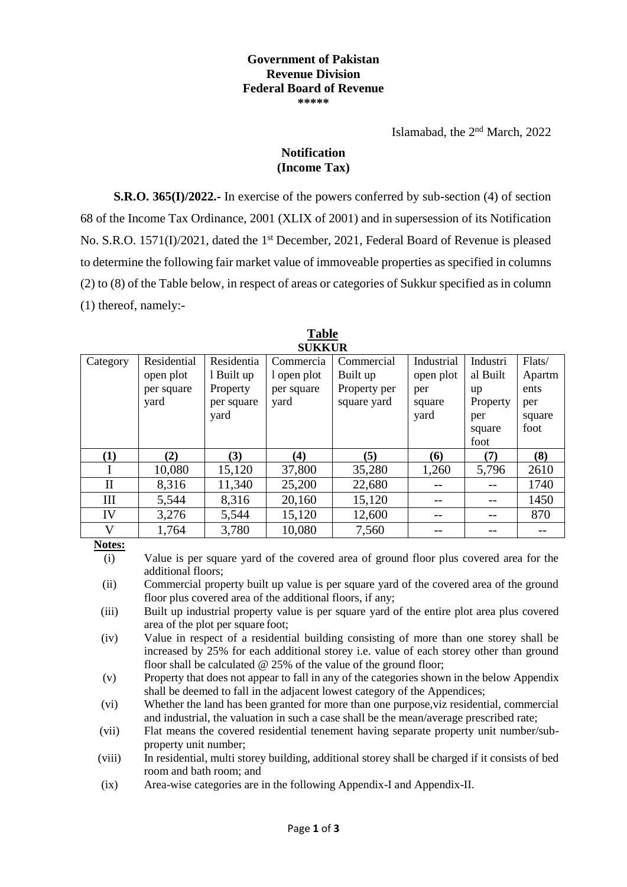**Government of Pakistan**
**Revenue Division**
**Federal Board of Revenue**
**\*\*\*\*\***

Islamabad, the 2nd March, 2022

## Notification
## (Income Tax)

**S.R.O. 365(I)/2022.-** In exercise of the powers conferred by sub-section (4) of section 68 of the Income Tax Ordinance, 2001 (XLIX of 2001) and in supersession of its Notification No. S.R.O. 1571(I)/2021, dated the 1st December, 2021, Federal Board of Revenue is pleased to determine the following fair market value of immoveable properties as specified in columns (2) to (8) of the Table below, in respect of areas or categories of Sukkur specified as in column (1) thereof, namely:-

**Table**
**SUKKUR**

| Category | Residential open plot per square yard | Residential Built up Property per square yard | Commercial open plot per square yard | Commercial Built up Property per square yard | Industrial open plot per square yard | Industrial Built up Property per square foot | Flats/ Apartments per square foot |
|---|---|---|---|---|---|---|---|
| **(1)** | **(2)** | **(3)** | **(4)** | **(5)** | **(6)** | **(7)** | **(8)** |
| I | 10,080 | 15,120 | 37,800 | 35,280 | 1,260 | 5,796 | 2610 |
| II | 8,316 | 11,340 | 25,200 | 22,680 | -- | -- | 1740 |
| III | 5,544 | 8,316 | 20,160 | 15,120 | -- | -- | 1450 |
| IV | 3,276 | 5,544 | 15,120 | 12,600 | -- | -- | 870 |
| V | 1,764 | 3,780 | 10,080 | 7,560 | -- | -- | -- |

**Notes:**

(i) Value is per square yard of the covered area of ground floor plus covered area for the additional floors;

(ii) Commercial property built up value is per square yard of the covered area of the ground floor plus covered area of the additional floors, if any;

(iii) Built up industrial property value is per square yard of the entire plot area plus covered area of the plot per square foot;

(iv) Value in respect of a residential building consisting of more than one storey shall be increased by 25% for each additional storey i.e. value of each storey other than ground floor shall be calculated @ 25% of the value of the ground floor;

(v) Property that does not appear to fall in any of the categories shown in the below Appendix shall be deemed to fall in the adjacent lowest category of the Appendices;

(vi) Whether the land has been granted for more than one purpose,viz residential, commercial and industrial, the valuation in such a case shall be the mean/average prescribed rate;

(vii) Flat means the covered residential tenement having separate property unit number/sub-property unit number;

(viii) In residential, multi storey building, additional storey shall be charged if it consists of bed room and bath room; and

(ix) Area-wise categories are in the following Appendix-I and Appendix-II.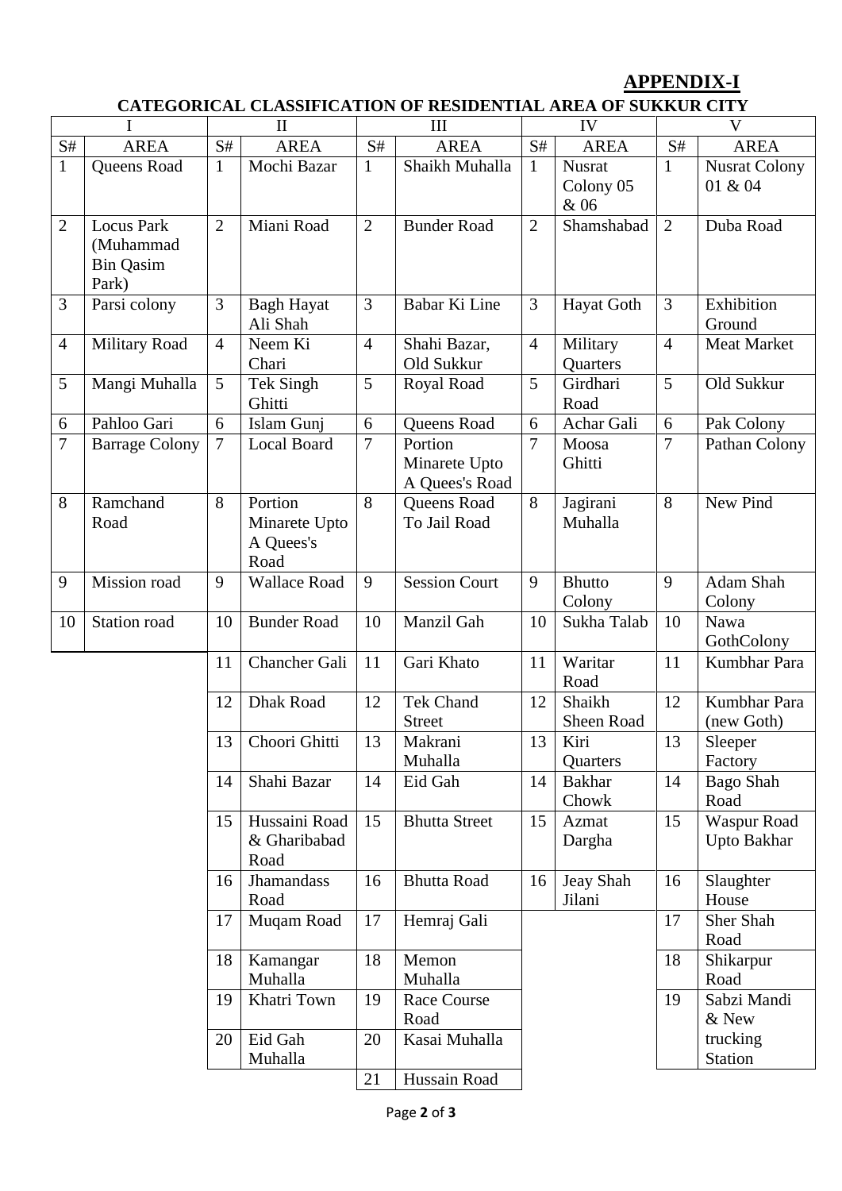## APPENDIX-I

### CATEGORICAL CLASSIFICATION OF RESIDENTIAL AREA OF SUKKUR CITY

| I | | II | | III | | IV | | V | |
|---|---|---|---|---|---|---|---|---|---|
| S# | AREA | S# | AREA | S# | AREA | S# | AREA | S# | AREA |
| 1 | Queens Road | 1 | Mochi Bazar | 1 | Shaikh Muhalla | 1 | Nusrat Colony 05 & 06 | 1 | Nusrat Colony 01 & 04 |
| 2 | Locus Park (Muhammad Bin Qasim Park) | 2 | Miani Road | 2 | Bunder Road | 2 | Shamshabad | 2 | Duba Road |
| 3 | Parsi colony | 3 | Bagh Hayat Ali Shah | 3 | Babar Ki Line | 3 | Hayat Goth | 3 | Exhibition Ground |
| 4 | Military Road | 4 | Neem Ki Chari | 4 | Shahi Bazar, Old Sukkur | 4 | Military Quarters | 4 | Meat Market |
| 5 | Mangi Muhalla | 5 | Tek Singh Ghitti | 5 | Royal Road | 5 | Girdhari Road | 5 | Old Sukkur |
| 6 | Pahloo Gari | 6 | Islam Gunj | 6 | Queens Road | 6 | Achar Gali | 6 | Pak Colony |
| 7 | Barrage Colony | 7 | Local Board | 7 | Portion Minarete Upto A Quees's Road | 7 | Moosa Ghitti | 7 | Pathan Colony |
| 8 | Ramchand Road | 8 | Portion Minarete Upto A Quees's Road | 8 | Queens Road To Jail Road | 8 | Jagirani Muhalla | 8 | New Pind |
| 9 | Mission road | 9 | Wallace Road | 9 | Session Court | 9 | Bhutto Colony | 9 | Adam Shah Colony |
| 10 | Station road | 10 | Bunder Road | 10 | Manzil Gah | 10 | Sukha Talab | 10 | Nawa GothColony |
| | | 11 | Chancher Gali | 11 | Gari Khato | 11 | Waritar Road | 11 | Kumbhar Para |
| | | 12 | Dhak Road | 12 | Tek Chand Street | 12 | Shaikh Sheen Road | 12 | Kumbhar Para (new Goth) |
| | | 13 | Choori Ghitti | 13 | Makrani Muhalla | 13 | Kiri Quarters | 13 | Sleeper Factory |
| | | 14 | Shahi Bazar | 14 | Eid Gah | 14 | Bakhar Chowk | 14 | Bago Shah Road |
| | | 15 | Hussaini Road & Gharibabad Road | 15 | Bhutta Street | 15 | Azmat Dargha | 15 | Waspur Road Upto Bakhar |
| | | 16 | Jhamandass Road | 16 | Bhutta Road | 16 | Jeay Shah Jilani | 16 | Slaughter House |
| | | 17 | Muqam Road | 17 | Hemraj Gali | | | 17 | Sher Shah Road |
| | | 18 | Kamangar Muhalla | 18 | Memon Muhalla | | | 18 | Shikarpur Road |
| | | 19 | Khatri Town | 19 | Race Course Road | | | 19 | Sabzi Mandi & New trucking Station |
| | | 20 | Eid Gah Muhalla | 20 | Kasai Muhalla | | | | |
| | | | | 21 | Hussain Road | | | | |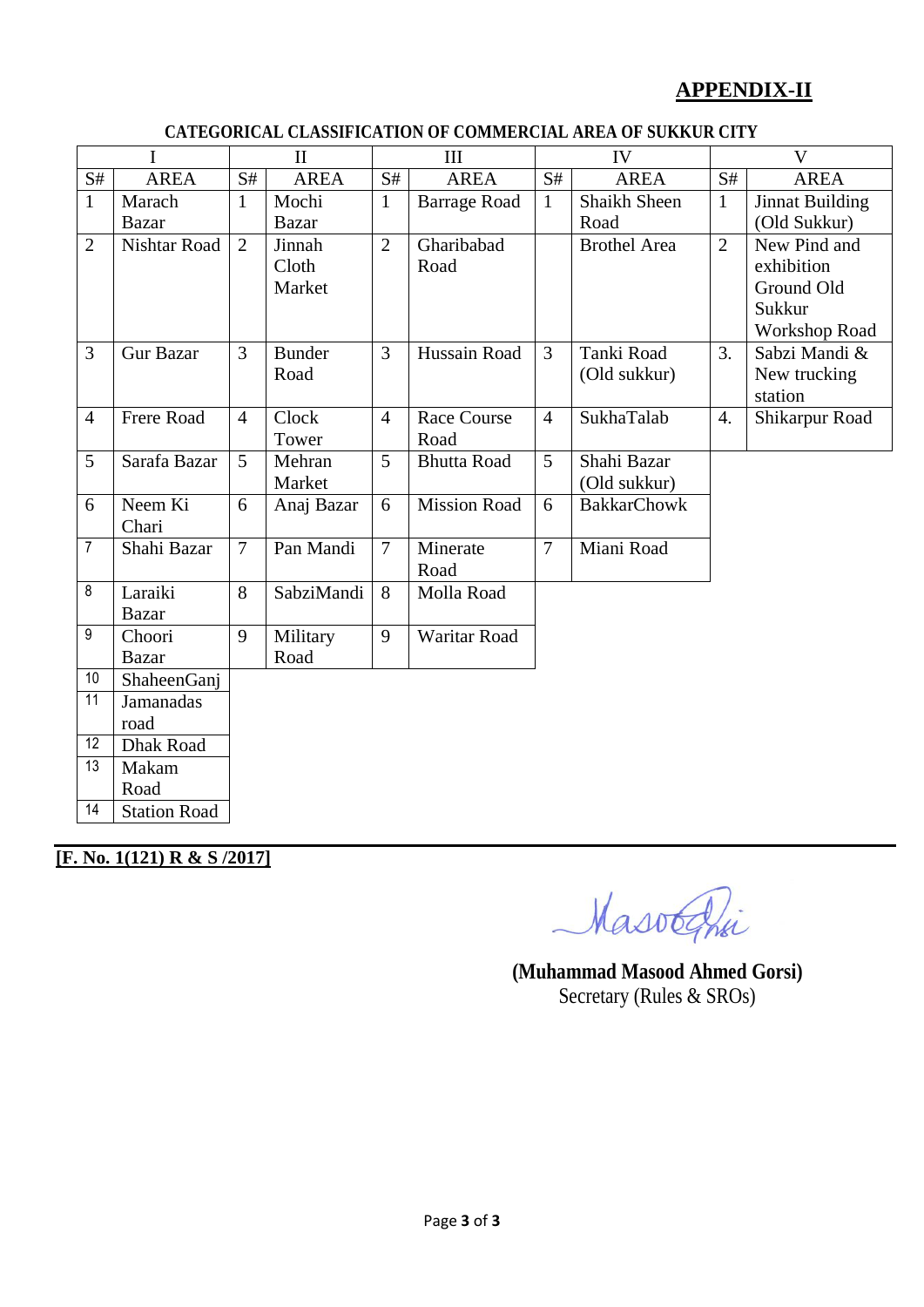# APPENDIX-II

**CATEGORICAL CLASSIFICATION OF COMMERCIAL AREA OF SUKKUR CITY**

| I | | II | | III | | IV | | V | |
|---|---|---|---|---|---|---|---|---|---|
| S# | AREA | S# | AREA | S# | AREA | S# | AREA | S# | AREA |
| 1 | Marach Bazar | 1 | Mochi Bazar | 1 | Barrage Road | 1 | Shaikh Sheen Road | 1 | Jinnat Building (Old Sukkur) |
| 2 | Nishtar Road | 2 | Jinnah Cloth Market | 2 | Gharibabad Road | | Brothel Area | 2 | New Pind and exhibition Ground Old Sukkur Workshop Road |
| 3 | Gur Bazar | 3 | Bunder Road | 3 | Hussain Road | 3 | Tanki Road (Old sukkur) | 3. | Sabzi Mandi & New trucking station |
| 4 | Frere Road | 4 | Clock Tower | 4 | Race Course Road | 4 | SukhaTalab | 4. | Shikarpur Road |
| 5 | Sarafa Bazar | 5 | Mehran Market | 5 | Bhutta Road | 5 | Shahi Bazar (Old sukkur) | | |
| 6 | Neem Ki Chari | 6 | Anaj Bazar | 6 | Mission Road | 6 | BakkarChowk | | |
| 7 | Shahi Bazar | 7 | Pan Mandi | 7 | Minerate Road | 7 | Miani Road | | |
| 8 | Laraiki Bazar | 8 | SabziMandi | 8 | Molla Road | | | | |
| 9 | Choori Bazar | 9 | Military Road | 9 | Waritar Road | | | | |
| 10 | ShaheenGanj | | | | | | | | |
| 11 | Jamanadas road | | | | | | | | |
| 12 | Dhak Road | | | | | | | | |
| 13 | Makam Road | | | | | | | | |
| 14 | Station Road | | | | | | | | |

**[F. No. 1(121) R & S /2017]**

**(Muhammad Masood Ahmed Gorsi)**
Secretary (Rules & SROs)